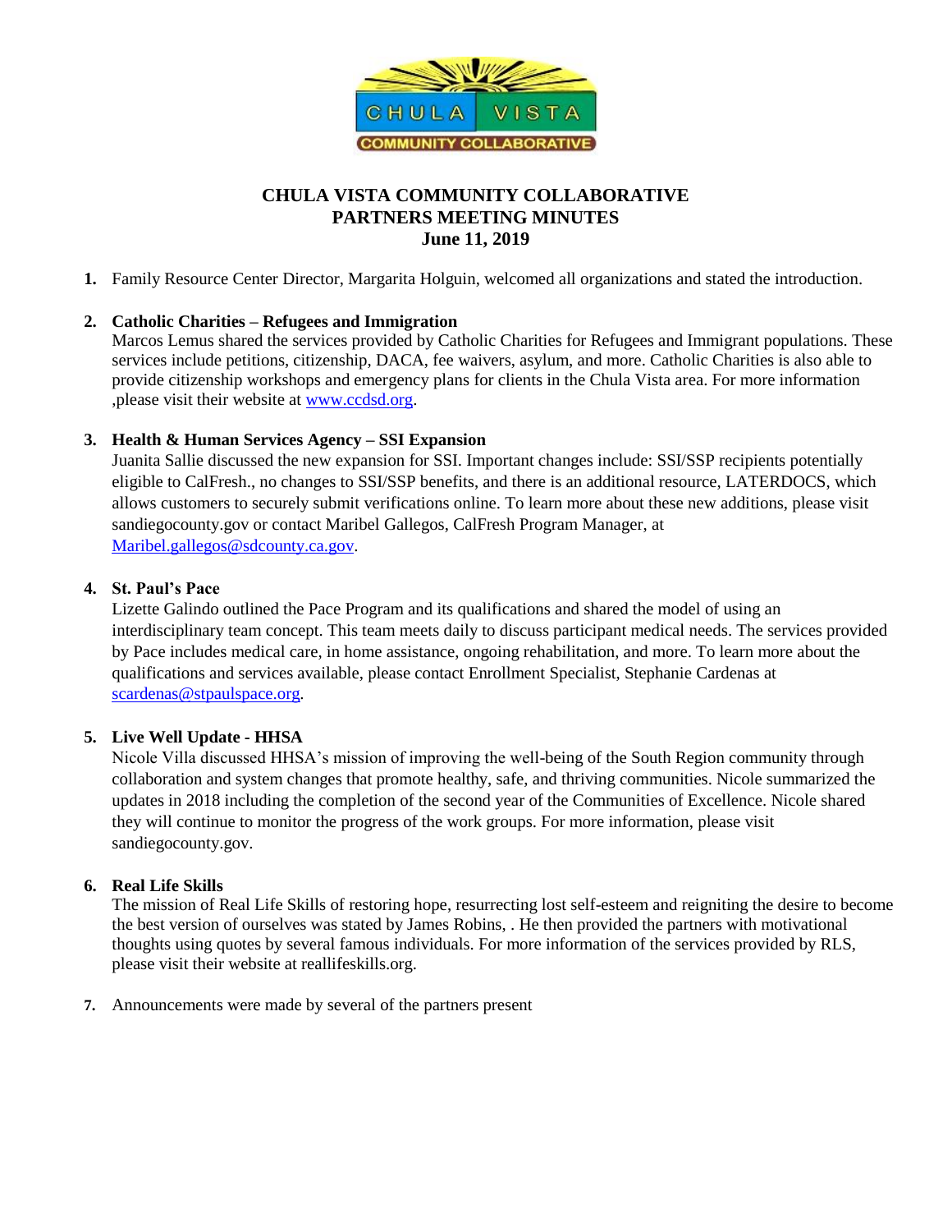# CHULA VISTA COMMUNITY COLLABORATIVE
## PARTNERS MEETING MINUTES
### June 11, 2019

1. Family Resource Center Director, Margarita Holguin, welcomed all organizations and stated the introduction.

2. **Catholic Charities – Refugees and Immigration**
   Marcos Lemus shared the services provided by Catholic Charities for Refugees and Immigrant populations. These services include petitions, citizenship, DACA, fee waivers, asylum, and more. Catholic Charities is also able to provide citizenship workshops and emergency plans for clients in the Chula Vista area. For more information ,please visit their website at www.ccdsd.org.

3. **Health & Human Services Agency – SSI Expansion**
   Juanita Sallie discussed the new expansion for SSI. Important changes include: SSI/SSP recipients potentially eligible to CalFresh., no changes to SSI/SSP benefits, and there is an additional resource, LATERDOCS, which allows customers to securely submit verifications online. To learn more about these new additions, please visit sandiegocounty.gov or contact Maribel Gallegos, CalFresh Program Manager, at Maribel.gallegos@sdcounty.ca.gov.

4. **St. Paul's Pace**
   Lizette Galindo outlined the Pace Program and its qualifications and shared the model of using an interdisciplinary team concept. This team meets daily to discuss participant medical needs. The services provided by Pace includes medical care, in home assistance, ongoing rehabilitation, and more. To learn more about the qualifications and services available, please contact Enrollment Specialist, Stephanie Cardenas at scardenas@stpaulspace.org.

5. **Live Well Update - HHSA**
   Nicole Villa discussed HHSA's mission of improving the well-being of the South Region community through collaboration and system changes that promote healthy, safe, and thriving communities. Nicole summarized the updates in 2018 including the completion of the second year of the Communities of Excellence. Nicole shared they will continue to monitor the progress of the work groups. For more information, please visit sandiegocounty.gov.

6. **Real Life Skills**
   The mission of Real Life Skills of restoring hope, resurrecting lost self-esteem and reigniting the desire to become the best version of ourselves was stated by James Robins, . He then provided the partners with motivational thoughts using quotes by several famous individuals. For more information of the services provided by RLS, please visit their website at reallifeskills.org.

7. Announcements were made by several of the partners present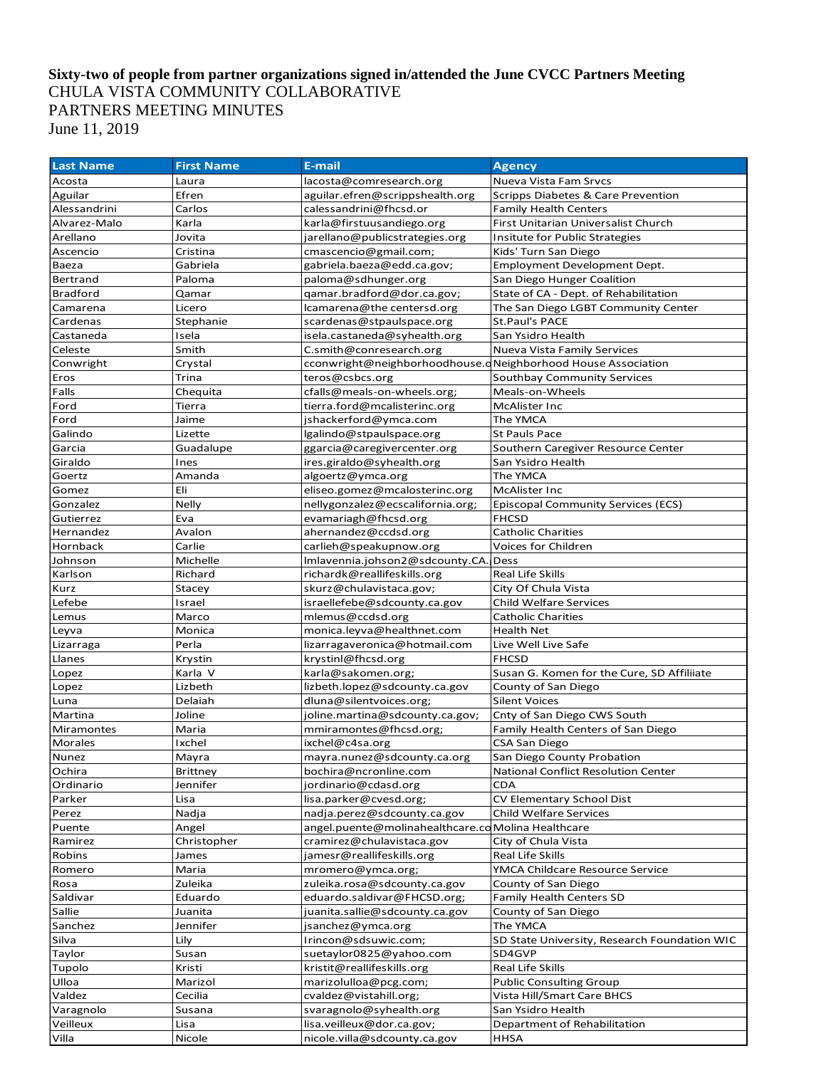**Sixty-two of people from partner organizations signed in/attended the June CVCC Partners Meeting**

CHULA VISTA COMMUNITY COLLABORATIVE

PARTNERS MEETING MINUTES

June 11, 2019

| Last Name | First Name | E-mail | Agency |
|---|---|---|---|
| Acosta | Laura | lacosta@comresearch.org | Nueva Vista Fam Srvcs |
| Aguilar | Efren | aguilar.efren@scrippshealth.org | Scripps Diabetes & Care Prevention |
| Alessandrini | Carlos | calessandrini@fhcsd.or | Family Health Centers |
| Alvarez-Malo | Karla | karla@firstuusandiego.org | First Unitarian Universalist Church |
| Arellano | Jovita | jarellano@publicstrategies.org | Insitute for Public Strategies |
| Ascencio | Cristina | cmascencio@gmail.com; | Kids' Turn San Diego |
| Baeza | Gabriela | gabriela.baeza@edd.ca.gov; | Employment Development Dept. |
| Bertrand | Paloma | paloma@sdhunger.org | San Diego Hunger Coalition |
| Bradford | Qamar | qamar.bradford@dor.ca.gov; | State of CA - Dept. of Rehabilitation |
| Camarena | Licero | lcamarena@the centersd.org | The San Diego LGBT Community Center |
| Cardenas | Stephanie | scardenas@stpaulspace.org | St.Paul's PACE |
| Castaneda | Isela | isela.castaneda@syhealth.org | San Ysidro Health |
| Celeste | Smith | C.smith@conresearch.org | Nueva Vista Family Services |
| Conwright | Crystal | cconwright@neighborhoodhouse.o | Neighborhood House Association |
| Eros | Trina | teros@csbcs.org | Southbay Community Services |
| Falls | Chequita | cfalls@meals-on-wheels.org; | Meals-on-Wheels |
| Ford | Tierra | tierra.ford@mcalisterinc.org | McAlister Inc |
| Ford | Jaime | jshackerford@ymca.com | The YMCA |
| Galindo | Lizette | lgalindo@stpaulspace.org | St Pauls Pace |
| Garcia | Guadalupe | ggarcia@caregivercenter.org | Southern Caregiver Resource Center |
| Giraldo | Ines | ires.giraldo@syhealth.org | San Ysidro Health |
| Goertz | Amanda | algoertz@ymca.org | The YMCA |
| Gomez | Eli | eliseo.gomez@mcalosterinc.org | McAlister Inc |
| Gonzalez | Nelly | nellygonzalez@ecscalifornia.org; | Episcopal Community Services (ECS) |
| Gutierrez | Eva | evamariagh@fhcsd.org | FHCSD |
| Hernandez | Avalon | ahernandez@ccdsd.org | Catholic Charities |
| Hornback | Carlie | carlieh@speakupnow.org | Voices for Children |
| Johnson | Michelle | lmlavennia.johson2@sdcounty.CA. | Dess |
| Karlson | Richard | richardk@reallifeskills.org | Real Life Skills |
| Kurz | Stacey | skurz@chulavistaca.gov; | City Of Chula Vista |
| Lefebe | Israel | israellefebe@sdcounty.ca.gov | Child Welfare Services |
| Lemus | Marco | mlemus@ccdsd.org | Catholic Charities |
| Leyva | Monica | monica.leyva@healthnet.com | Health Net |
| Lizarraga | Perla | lizarragaveronica@hotmail.com | Live Well Live Safe |
| Llanes | Krystin | krystinl@fhcsd.org | FHCSD |
| Lopez | Karla V | karla@sakomen.org; | Susan G. Komen for the Cure, SD Affiliiate |
| Lopez | Lizbeth | lizbeth.lopez@sdcounty.ca.gov | County of San Diego |
| Luna | Delaiah | dluna@silentvoices.org; | Silent Voices |
| Martina | Joline | joline.martina@sdcounty.ca.gov; | Cnty of San Diego CWS South |
| Miramontes | Maria | mmiramontes@fhcsd.org; | Family Health Centers of San Diego |
| Morales | Ixchel | ixchel@c4sa.org | CSA San Diego |
| Nunez | Mayra | mayra.nunez@sdcounty.ca.org | San Diego County Probation |
| Ochira | Brittney | bochira@ncronline.com | National Conflict Resolution Center |
| Ordinario | Jennifer | jordinario@cdasd.org | CDA |
| Parker | Lisa | lisa.parker@cvesd.org; | CV Elementary School Dist |
| Perez | Nadja | nadja.perez@sdcounty.ca.gov | Child Welfare Services |
| Puente | Angel | angel.puente@molinahealthcare.co | Molina Healthcare |
| Ramirez | Christopher | cramirez@chulavistaca.gov | City of Chula Vista |
| Robins | James | jamesr@reallifeskills.org | Real Life Skills |
| Romero | Maria | mromero@ymca.org; | YMCA Childcare Resource Service |
| Rosa | Zuleika | zuleika.rosa@sdcounty.ca.gov | County of San Diego |
| Saldivar | Eduardo | eduardo.saldivar@FHCSD.org; | Family Health Centers SD |
| Sallie | Juanita | juanita.sallie@sdcounty.ca.gov | County of San Diego |
| Sanchez | Jennifer | jsanchez@ymca.org | The YMCA |
| Silva | Lily | lrincon@sdsuwic.com; | SD State University, Research Foundation WIC |
| Taylor | Susan | suetaylor0825@yahoo.com | SD4GVP |
| Tupolo | Kristi | kristit@reallifeskills.org | Real Life Skills |
| Ulloa | Marizol | marizolulloa@pcg.com; | Public Consulting Group |
| Valdez | Cecilia | cvaldez@vistahill.org; | Vista Hill/Smart Care BHCS |
| Varagnolo | Susana | svaragnolo@syhealth.org | San Ysidro Health |
| Veilleux | Lisa | lisa.veilleux@dor.ca.gov; | Department of Rehabilitation |
| Villa | Nicole | nicole.villa@sdcounty.ca.gov | HHSA |